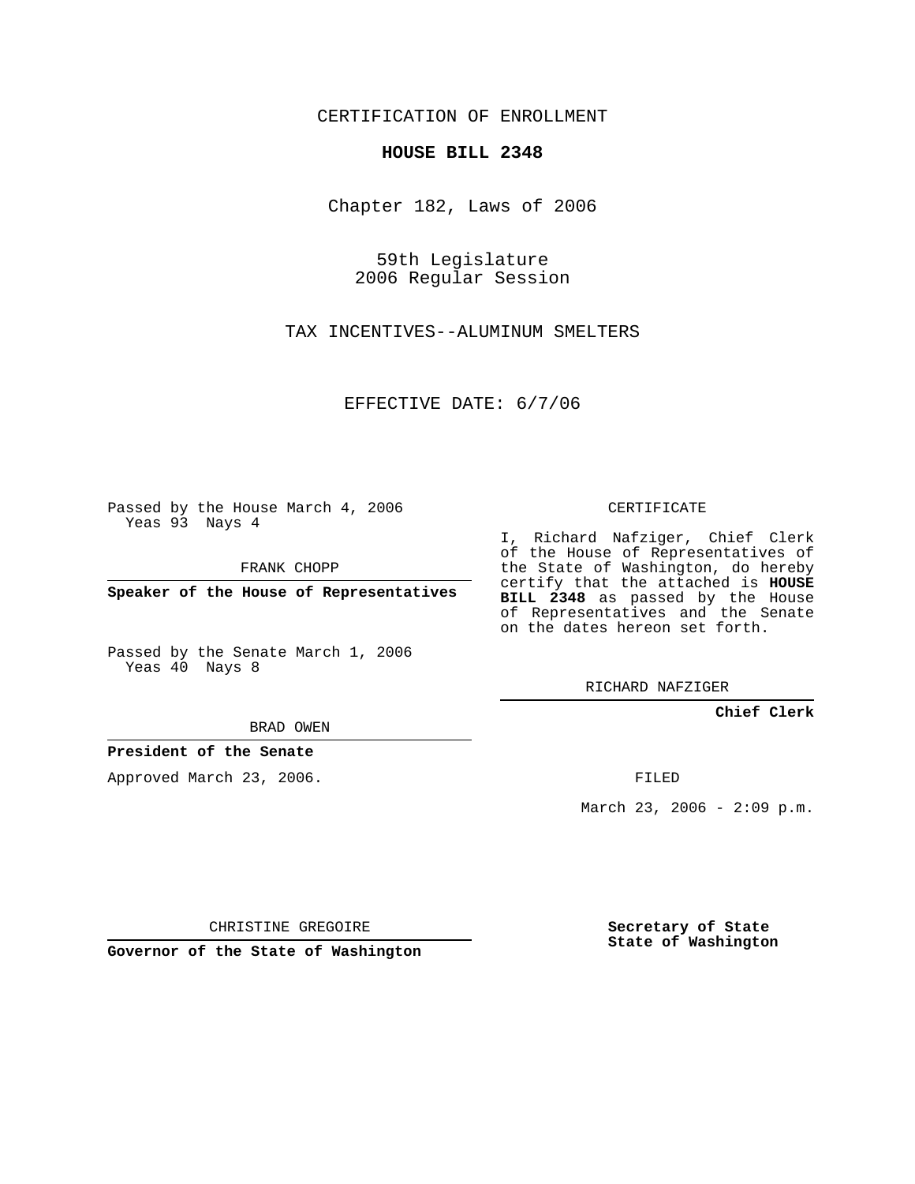CERTIFICATION OF ENROLLMENT

**HOUSE BILL 2348**

Chapter 182, Laws of 2006

59th Legislature
2006 Regular Session

TAX INCENTIVES--ALUMINUM SMELTERS

EFFECTIVE DATE: 6/7/06

Passed by the House March 4, 2006
Yeas 93 Nays 4

FRANK CHOPP

**Speaker of the House of Representatives**

Passed by the Senate March 1, 2006
Yeas 40 Nays 8

BRAD OWEN

**President of the Senate**

Approved March 23, 2006.

CHRISTINE GREGOIRE

**Governor of the State of Washington**

CERTIFICATE

I, Richard Nafziger, Chief Clerk of the House of Representatives of the State of Washington, do hereby certify that the attached is **HOUSE BILL 2348** as passed by the House of Representatives and the Senate on the dates hereon set forth.

RICHARD NAFZIGER

**Chief Clerk**

FILED

March 23, 2006 - 2:09 p.m.

**Secretary of State**
**State of Washington**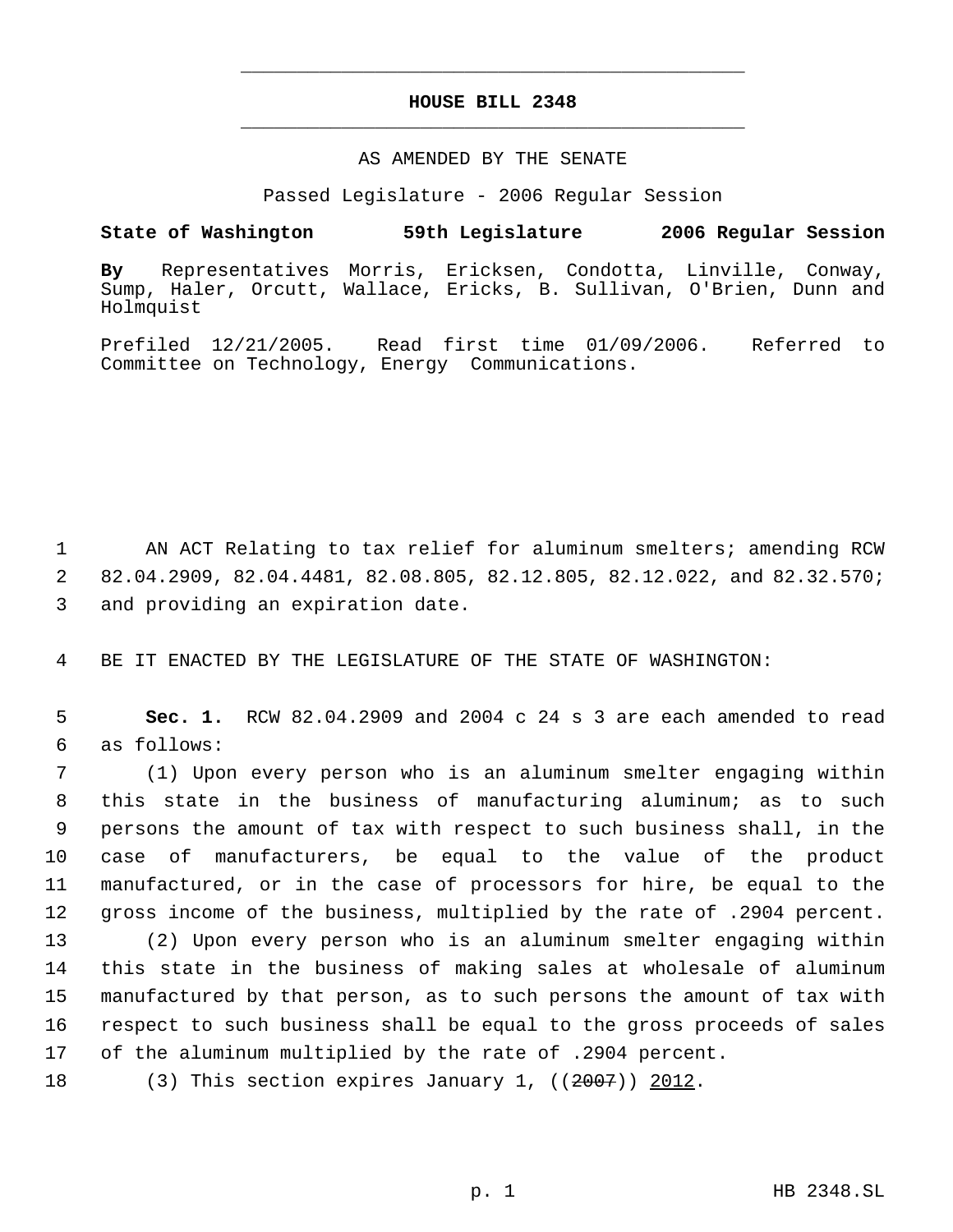# HOUSE BILL 2348

AS AMENDED BY THE SENATE

Passed Legislature - 2006 Regular Session

**State of Washington 59th Legislature 2006 Regular Session**

**By** Representatives Morris, Ericksen, Condotta, Linville, Conway, Sump, Haler, Orcutt, Wallace, Ericks, B. Sullivan, O'Brien, Dunn and Holmquist

Prefiled 12/21/2005. Read first time 01/09/2006. Referred to Committee on Technology, Energy Communications.

1 AN ACT Relating to tax relief for aluminum smelters; amending RCW
2 82.04.2909, 82.04.4481, 82.08.805, 82.12.805, 82.12.022, and 82.32.570;
3 and providing an expiration date.

4 BE IT ENACTED BY THE LEGISLATURE OF THE STATE OF WASHINGTON:

5 **Sec. 1.** RCW 82.04.2909 and 2004 c 24 s 3 are each amended to read
6 as follows:
7 (1) Upon every person who is an aluminum smelter engaging within
8 this state in the business of manufacturing aluminum; as to such
9 persons the amount of tax with respect to such business shall, in the
10 case of manufacturers, be equal to the value of the product
11 manufactured, or in the case of processors for hire, be equal to the
12 gross income of the business, multiplied by the rate of .2904 percent.
13 (2) Upon every person who is an aluminum smelter engaging within
14 this state in the business of making sales at wholesale of aluminum
15 manufactured by that person, as to such persons the amount of tax with
16 respect to such business shall be equal to the gross proceeds of sales
17 of the aluminum multiplied by the rate of .2904 percent.
18 (3) This section expires January 1, ((~~2007~~)) <u>2012</u>.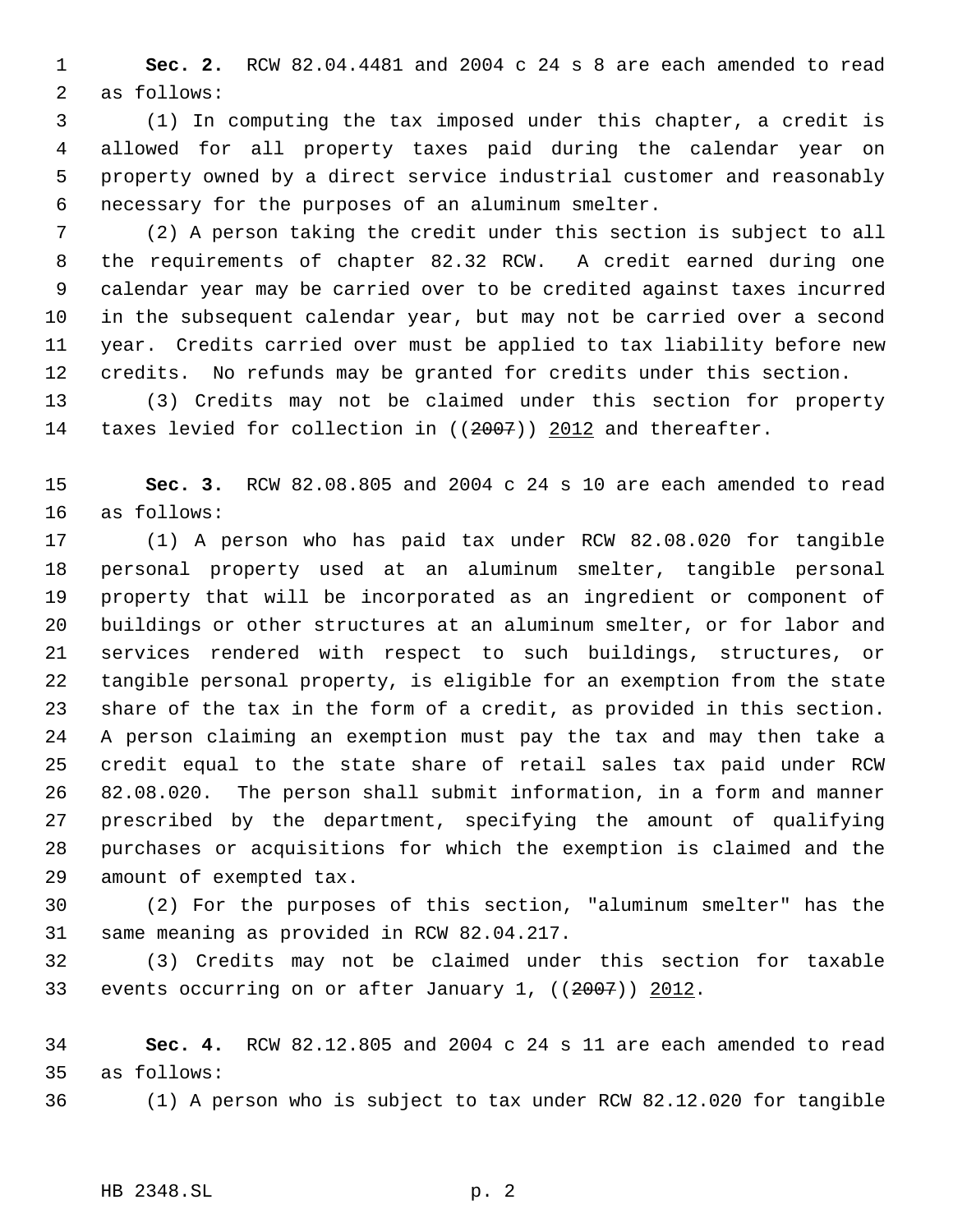**Sec. 2.** RCW 82.04.4481 and 2004 c 24 s 8 are each amended to read as follows:

(1) In computing the tax imposed under this chapter, a credit is allowed for all property taxes paid during the calendar year on property owned by a direct service industrial customer and reasonably necessary for the purposes of an aluminum smelter.

(2) A person taking the credit under this section is subject to all the requirements of chapter 82.32 RCW. A credit earned during one calendar year may be carried over to be credited against taxes incurred in the subsequent calendar year, but may not be carried over a second year. Credits carried over must be applied to tax liability before new credits. No refunds may be granted for credits under this section.

(3) Credits may not be claimed under this section for property taxes levied for collection in ((~~2007~~)) <u>2012</u> and thereafter.

**Sec. 3.** RCW 82.08.805 and 2004 c 24 s 10 are each amended to read as follows:

(1) A person who has paid tax under RCW 82.08.020 for tangible personal property used at an aluminum smelter, tangible personal property that will be incorporated as an ingredient or component of buildings or other structures at an aluminum smelter, or for labor and services rendered with respect to such buildings, structures, or tangible personal property, is eligible for an exemption from the state share of the tax in the form of a credit, as provided in this section. A person claiming an exemption must pay the tax and may then take a credit equal to the state share of retail sales tax paid under RCW 82.08.020. The person shall submit information, in a form and manner prescribed by the department, specifying the amount of qualifying purchases or acquisitions for which the exemption is claimed and the amount of exempted tax.

(2) For the purposes of this section, "aluminum smelter" has the same meaning as provided in RCW 82.04.217.

(3) Credits may not be claimed under this section for taxable events occurring on or after January 1, ((~~2007~~)) <u>2012</u>.

**Sec. 4.** RCW 82.12.805 and 2004 c 24 s 11 are each amended to read as follows:

(1) A person who is subject to tax under RCW 82.12.020 for tangible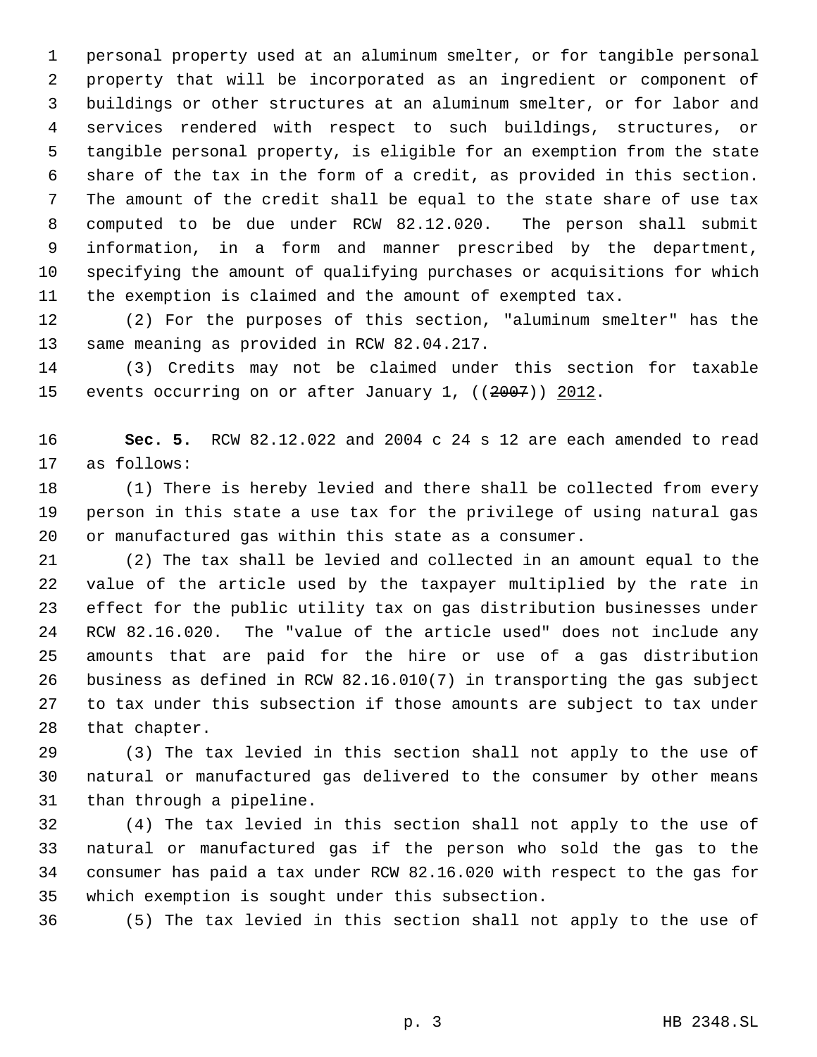personal property used at an aluminum smelter, or for tangible personal property that will be incorporated as an ingredient or component of buildings or other structures at an aluminum smelter, or for labor and services rendered with respect to such buildings, structures, or tangible personal property, is eligible for an exemption from the state share of the tax in the form of a credit, as provided in this section. The amount of the credit shall be equal to the state share of use tax computed to be due under RCW 82.12.020. The person shall submit information, in a form and manner prescribed by the department, specifying the amount of qualifying purchases or acquisitions for which the exemption is claimed and the amount of exempted tax.

(2) For the purposes of this section, "aluminum smelter" has the same meaning as provided in RCW 82.04.217.

(3) Credits may not be claimed under this section for taxable events occurring on or after January 1, ((~~2007~~)) <u>2012</u>.

**Sec. 5.** RCW 82.12.022 and 2004 c 24 s 12 are each amended to read as follows:

(1) There is hereby levied and there shall be collected from every person in this state a use tax for the privilege of using natural gas or manufactured gas within this state as a consumer.

(2) The tax shall be levied and collected in an amount equal to the value of the article used by the taxpayer multiplied by the rate in effect for the public utility tax on gas distribution businesses under RCW 82.16.020. The "value of the article used" does not include any amounts that are paid for the hire or use of a gas distribution business as defined in RCW 82.16.010(7) in transporting the gas subject to tax under this subsection if those amounts are subject to tax under that chapter.

(3) The tax levied in this section shall not apply to the use of natural or manufactured gas delivered to the consumer by other means than through a pipeline.

(4) The tax levied in this section shall not apply to the use of natural or manufactured gas if the person who sold the gas to the consumer has paid a tax under RCW 82.16.020 with respect to the gas for which exemption is sought under this subsection.

(5) The tax levied in this section shall not apply to the use of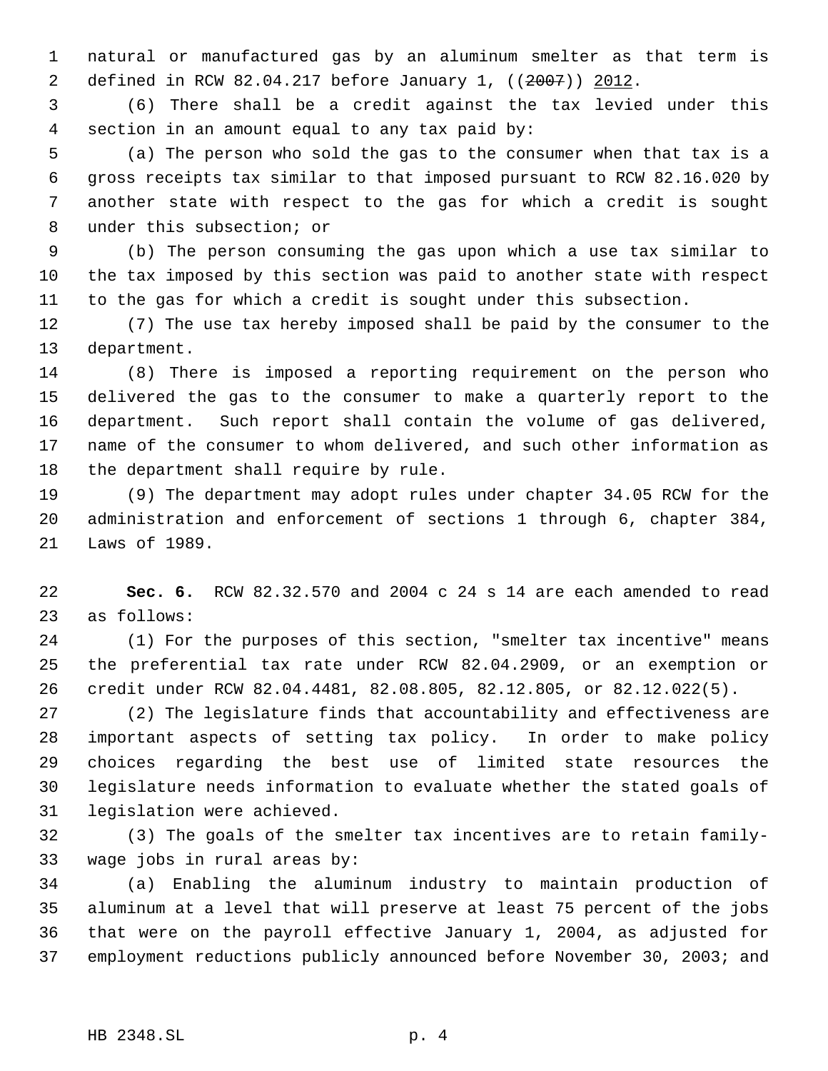natural or manufactured gas by an aluminum smelter as that term is defined in RCW 82.04.217 before January 1, ((~~2007~~)) 2012.

(6) There shall be a credit against the tax levied under this section in an amount equal to any tax paid by:

(a) The person who sold the gas to the consumer when that tax is a gross receipts tax similar to that imposed pursuant to RCW 82.16.020 by another state with respect to the gas for which a credit is sought under this subsection; or

(b) The person consuming the gas upon which a use tax similar to the tax imposed by this section was paid to another state with respect to the gas for which a credit is sought under this subsection.

(7) The use tax hereby imposed shall be paid by the consumer to the department.

(8) There is imposed a reporting requirement on the person who delivered the gas to the consumer to make a quarterly report to the department. Such report shall contain the volume of gas delivered, name of the consumer to whom delivered, and such other information as the department shall require by rule.

(9) The department may adopt rules under chapter 34.05 RCW for the administration and enforcement of sections 1 through 6, chapter 384, Laws of 1989.

**Sec. 6.** RCW 82.32.570 and 2004 c 24 s 14 are each amended to read as follows:

(1) For the purposes of this section, "smelter tax incentive" means the preferential tax rate under RCW 82.04.2909, or an exemption or credit under RCW 82.04.4481, 82.08.805, 82.12.805, or 82.12.022(5).

(2) The legislature finds that accountability and effectiveness are important aspects of setting tax policy. In order to make policy choices regarding the best use of limited state resources the legislature needs information to evaluate whether the stated goals of legislation were achieved.

(3) The goals of the smelter tax incentives are to retain family-wage jobs in rural areas by:

(a) Enabling the aluminum industry to maintain production of aluminum at a level that will preserve at least 75 percent of the jobs that were on the payroll effective January 1, 2004, as adjusted for employment reductions publicly announced before November 30, 2003; and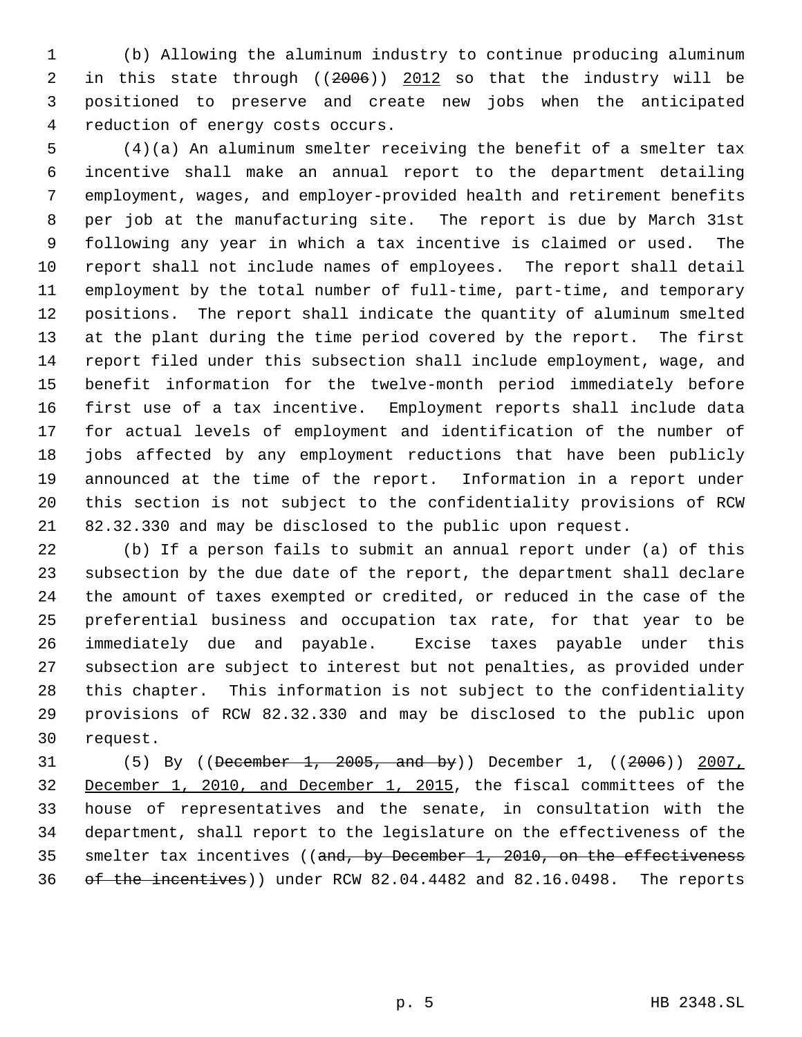(b) Allowing the aluminum industry to continue producing aluminum in this state through ((~~2006~~)) 2012 so that the industry will be positioned to preserve and create new jobs when the anticipated reduction of energy costs occurs.

(4)(a) An aluminum smelter receiving the benefit of a smelter tax incentive shall make an annual report to the department detailing employment, wages, and employer-provided health and retirement benefits per job at the manufacturing site. The report is due by March 31st following any year in which a tax incentive is claimed or used. The report shall not include names of employees. The report shall detail employment by the total number of full-time, part-time, and temporary positions. The report shall indicate the quantity of aluminum smelted at the plant during the time period covered by the report. The first report filed under this subsection shall include employment, wage, and benefit information for the twelve-month period immediately before first use of a tax incentive. Employment reports shall include data for actual levels of employment and identification of the number of jobs affected by any employment reductions that have been publicly announced at the time of the report. Information in a report under this section is not subject to the confidentiality provisions of RCW 82.32.330 and may be disclosed to the public upon request.

(b) If a person fails to submit an annual report under (a) of this subsection by the due date of the report, the department shall declare the amount of taxes exempted or credited, or reduced in the case of the preferential business and occupation tax rate, for that year to be immediately due and payable. Excise taxes payable under this subsection are subject to interest but not penalties, as provided under this chapter. This information is not subject to the confidentiality provisions of RCW 82.32.330 and may be disclosed to the public upon request.

(5) By ((~~December 1, 2005, and by~~)) December 1, ((~~2006~~)) 2007, December 1, 2010, and December 1, 2015, the fiscal committees of the house of representatives and the senate, in consultation with the department, shall report to the legislature on the effectiveness of the smelter tax incentives ((~~and, by December 1, 2010, on the effectiveness of the incentives~~)) under RCW 82.04.4482 and 82.16.0498. The reports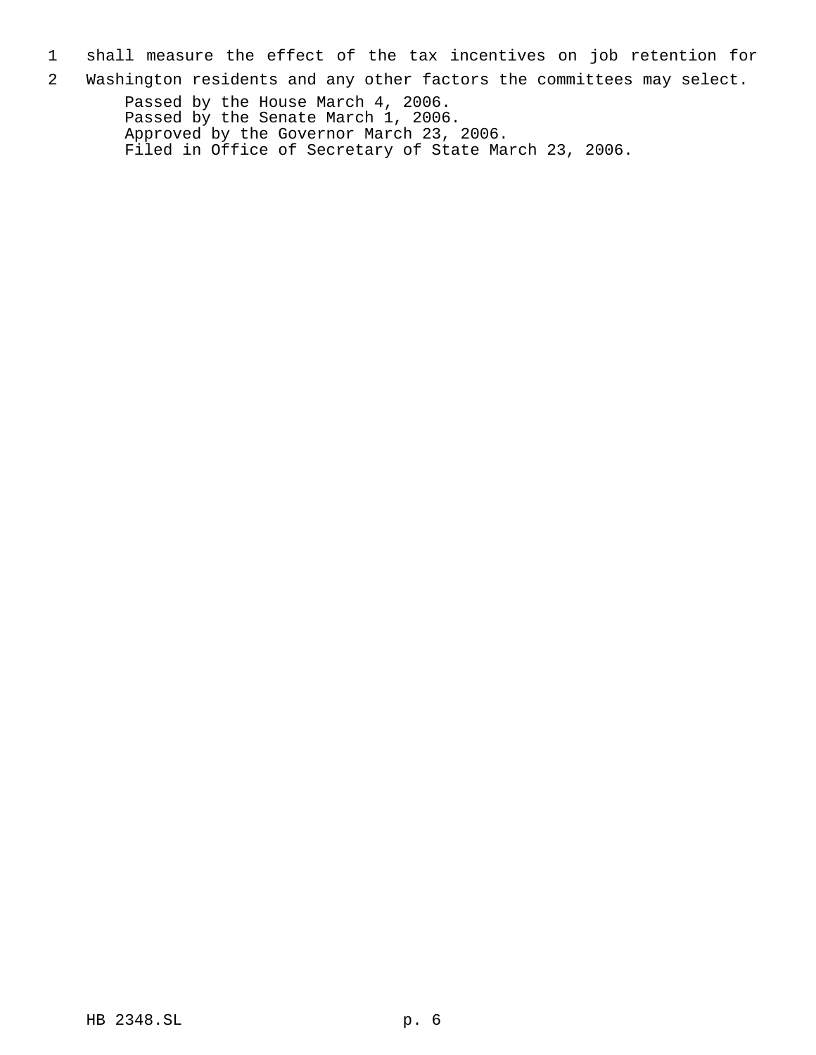shall measure the effect of the tax incentives on job retention for Washington residents and any other factors the committees may select.

Passed by the House March 4, 2006.
Passed by the Senate March 1, 2006.
Approved by the Governor March 23, 2006.
Filed in Office of Secretary of State March 23, 2006.